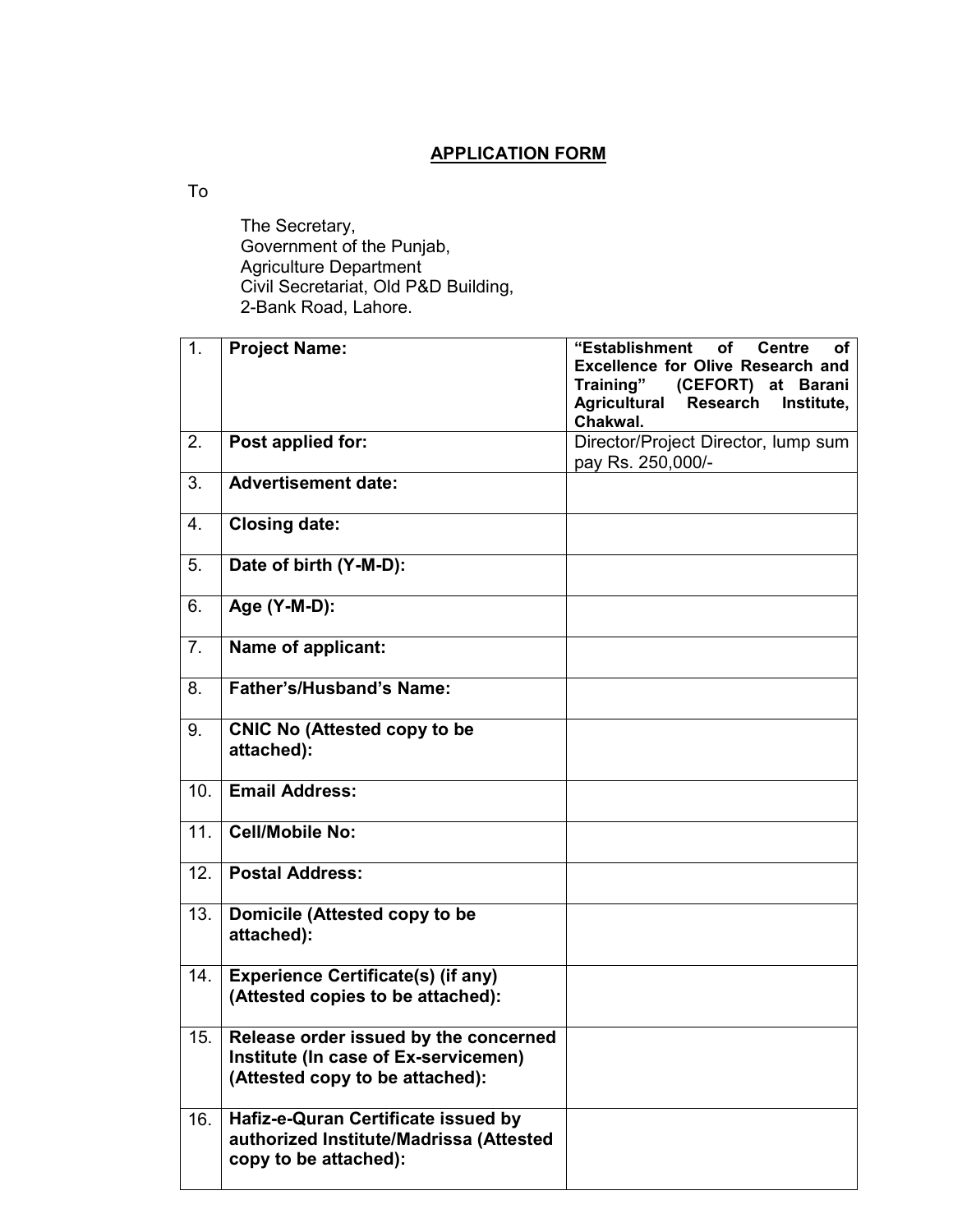# APPLICATION FORM

To

The Secretary,
Government of the Punjab,
Agriculture Department
Civil Secretariat, Old P&D Building,
2-Bank Road, Lahore.

| | | |
|---|---|---|
| 1. | **Project Name:** | **"Establishment of Centre of Excellence for Olive Research and Training" (CEFORT) at Barani Agricultural Research Institute, Chakwal.** |
| 2. | **Post applied for:** | Director/Project Director, lump sum pay Rs. 250,000/- |
| 3. | **Advertisement date:** | |
| 4. | **Closing date:** | |
| 5. | **Date of birth (Y-M-D):** | |
| 6. | **Age (Y-M-D):** | |
| 7. | **Name of applicant:** | |
| 8. | **Father's/Husband's Name:** | |
| 9. | **CNIC No (Attested copy to be attached):** | |
| 10. | **Email Address:** | |
| 11. | **Cell/Mobile No:** | |
| 12. | **Postal Address:** | |
| 13. | **Domicile (Attested copy to be attached):** | |
| 14. | **Experience Certificate(s) (if any) (Attested copies to be attached):** | |
| 15. | **Release order issued by the concerned Institute (In case of Ex-servicemen) (Attested copy to be attached):** | |
| 16. | **Hafiz-e-Quran Certificate issued by authorized Institute/Madrissa (Attested copy to be attached):** | |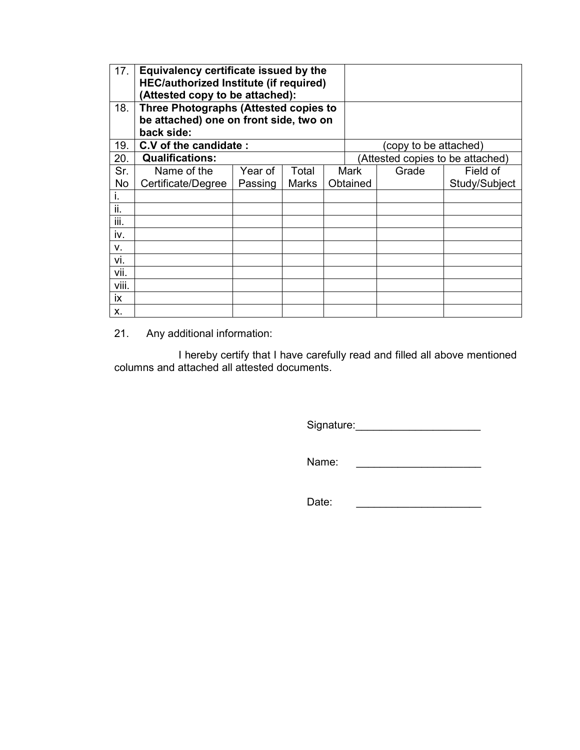| | | |
|---|---|---|
| 17. | **Equivalency certificate issued by the HEC/authorized Institute (if required) (Attested copy to be attached):** | |
| 18. | **Three Photographs (Attested copies to be attached) one on front side, two on back side:** | |
| 19. | **C.V of the candidate :** | (copy to be attached) |
| 20. | **Qualifications:** | (Attested copies to be attached) |

| Sr. No | Name of the Certificate/Degree | Year of Passing | Total Marks | Mark Obtained | Grade | Field of Study/Subject |
|---|---|---|---|---|---|---|
| i. | | | | | | |
| ii. | | | | | | |
| iii. | | | | | | |
| iv. | | | | | | |
| v. | | | | | | |
| vi. | | | | | | |
| vii. | | | | | | |
| viii. | | | | | | |
| ix | | | | | | |
| x. | | | | | | |

21. Any additional information:

I hereby certify that I have carefully read and filled all above mentioned columns and attached all attested documents.

Signature:_____________________

Name: _____________________

Date: _____________________